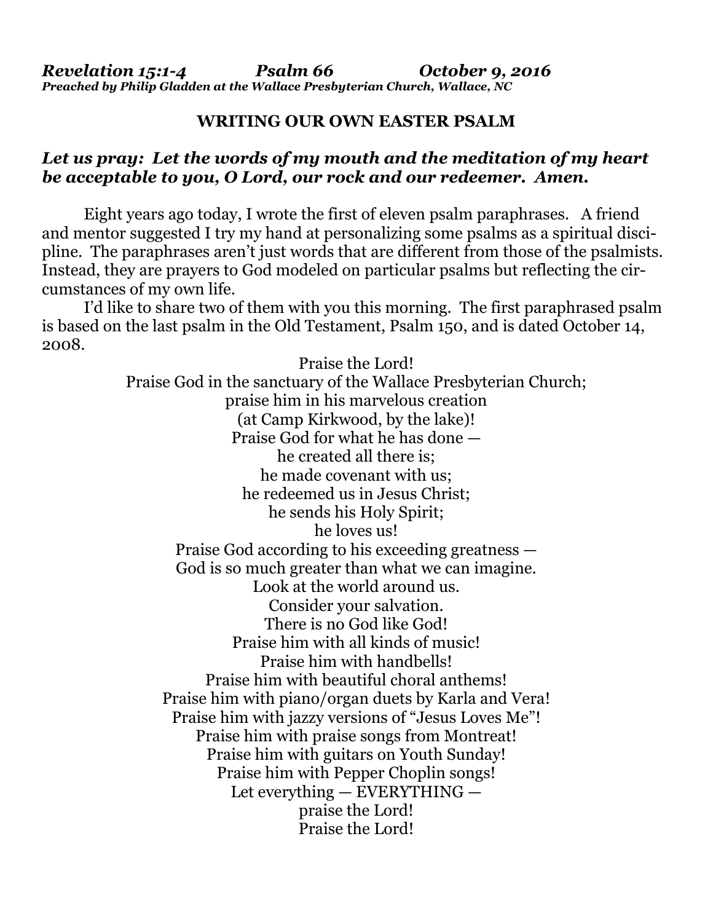***Revelation 15:1-4 Psalm 66 October 9, 2016***
***Preached by Philip Gladden at the Wallace Presbyterian Church, Wallace, NC***

## WRITING OUR OWN EASTER PSALM

***Let us pray: Let the words of my mouth and the meditation of my heart be acceptable to you, O Lord, our rock and our redeemer. Amen.***

Eight years ago today, I wrote the first of eleven psalm paraphrases. A friend and mentor suggested I try my hand at personalizing some psalms as a spiritual discipline. The paraphrases aren't just words that are different from those of the psalmists. Instead, they are prayers to God modeled on particular psalms but reflecting the circumstances of my own life.

I'd like to share two of them with you this morning. The first paraphrased psalm is based on the last psalm in the Old Testament, Psalm 150, and is dated October 14, 2008.

Praise the Lord!
Praise God in the sanctuary of the Wallace Presbyterian Church;
praise him in his marvelous creation
(at Camp Kirkwood, by the lake)!
Praise God for what he has done —
he created all there is;
he made covenant with us;
he redeemed us in Jesus Christ;
he sends his Holy Spirit;
he loves us!
Praise God according to his exceeding greatness —
God is so much greater than what we can imagine.
Look at the world around us.
Consider your salvation.
There is no God like God!
Praise him with all kinds of music!
Praise him with handbells!
Praise him with beautiful choral anthems!
Praise him with piano/organ duets by Karla and Vera!
Praise him with jazzy versions of "Jesus Loves Me"!
Praise him with praise songs from Montreat!
Praise him with guitars on Youth Sunday!
Praise him with Pepper Choplin songs!
Let everything — EVERYTHING —
praise the Lord!
Praise the Lord!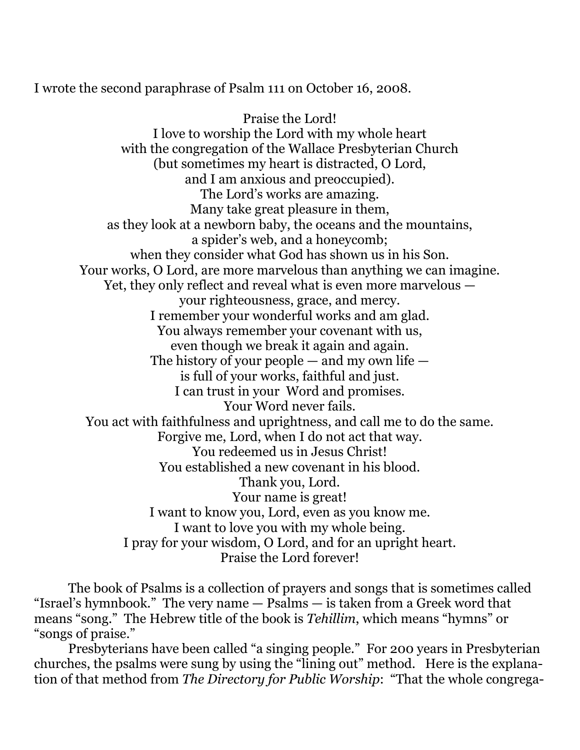I wrote the second paraphrase of Psalm 111 on October 16, 2008.

Praise the Lord!  
I love to worship the Lord with my whole heart  
with the congregation of the Wallace Presbyterian Church  
(but sometimes my heart is distracted, O Lord,  
and I am anxious and preoccupied).  
The Lord's works are amazing.  
Many take great pleasure in them,  
as they look at a newborn baby, the oceans and the mountains,  
a spider's web, and a honeycomb;  
when they consider what God has shown us in his Son.  
Your works, O Lord, are more marvelous than anything we can imagine.  
Yet, they only reflect and reveal what is even more marvelous —  
your righteousness, grace, and mercy.  
I remember your wonderful works and am glad.  
You always remember your covenant with us,  
even though we break it again and again.  
The history of your people — and my own life —  
is full of your works, faithful and just.  
I can trust in your Word and promises.  
Your Word never fails.  
You act with faithfulness and uprightness, and call me to do the same.  
Forgive me, Lord, when I do not act that way.  
You redeemed us in Jesus Christ!  
You established a new covenant in his blood.  
Thank you, Lord.  
Your name is great!  
I want to know you, Lord, even as you know me.  
I want to love you with my whole being.  
I pray for your wisdom, O Lord, and for an upright heart.  
Praise the Lord forever!

The book of Psalms is a collection of prayers and songs that is sometimes called "Israel's hymnbook." The very name — Psalms — is taken from a Greek word that means "song." The Hebrew title of the book is *Tehillim*, which means "hymns" or "songs of praise."

Presbyterians have been called "a singing people." For 200 years in Presbyterian churches, the psalms were sung by using the "lining out" method. Here is the explanation of that method from *The Directory for Public Worship*: "That the whole congrega-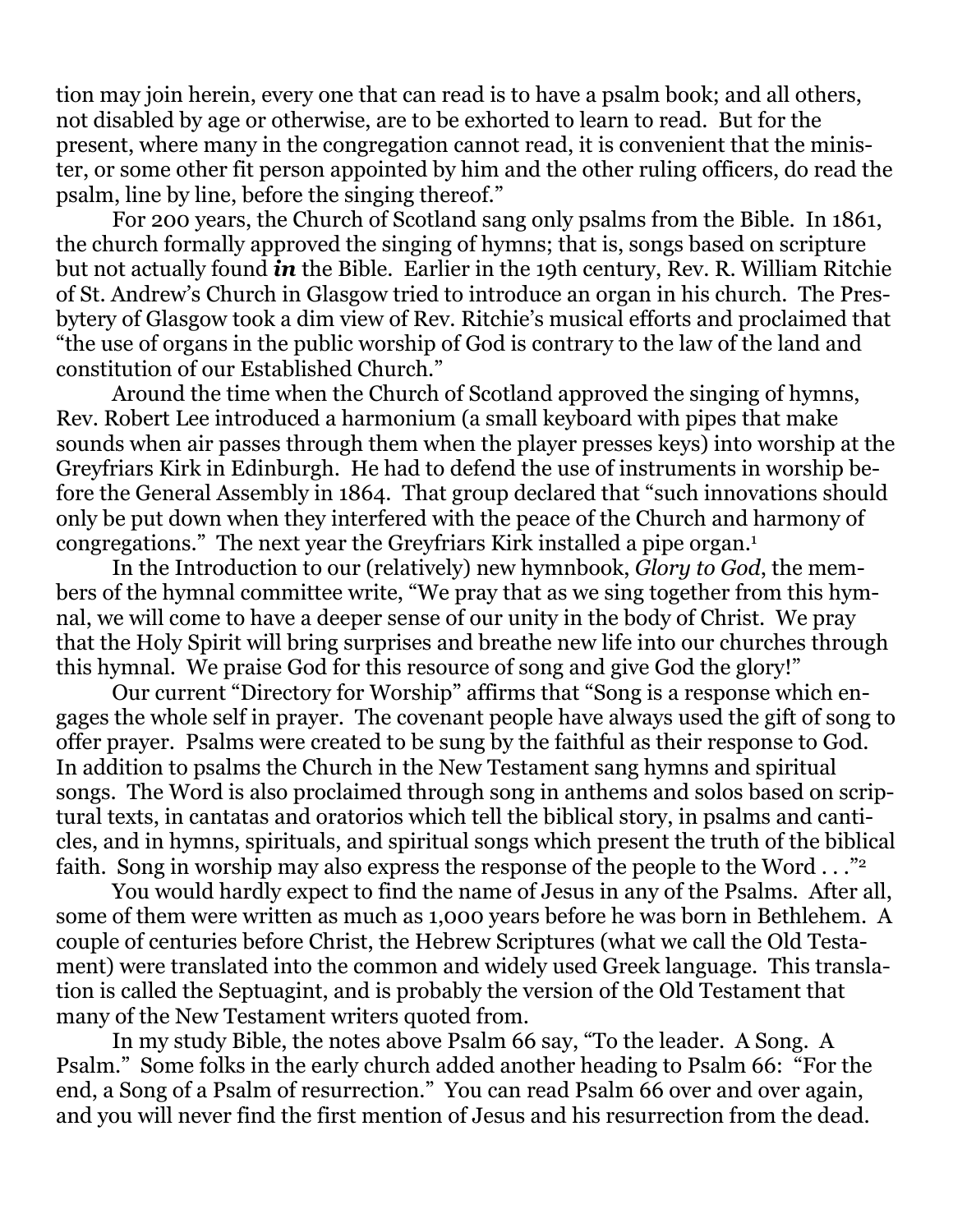tion may join herein, every one that can read is to have a psalm book; and all others, not disabled by age or otherwise, are to be exhorted to learn to read. But for the present, where many in the congregation cannot read, it is convenient that the minister, or some other fit person appointed by him and the other ruling officers, do read the psalm, line by line, before the singing thereof."

For 200 years, the Church of Scotland sang only psalms from the Bible. In 1861, the church formally approved the singing of hymns; that is, songs based on scripture but not actually found ***in*** the Bible. Earlier in the 19th century, Rev. R. William Ritchie of St. Andrew's Church in Glasgow tried to introduce an organ in his church. The Presbytery of Glasgow took a dim view of Rev. Ritchie's musical efforts and proclaimed that "the use of organs in the public worship of God is contrary to the law of the land and constitution of our Established Church."

Around the time when the Church of Scotland approved the singing of hymns, Rev. Robert Lee introduced a harmonium (a small keyboard with pipes that make sounds when air passes through them when the player presses keys) into worship at the Greyfriars Kirk in Edinburgh. He had to defend the use of instruments in worship before the General Assembly in 1864. That group declared that "such innovations should only be put down when they interfered with the peace of the Church and harmony of congregations." The next year the Greyfriars Kirk installed a pipe organ.[1]

In the Introduction to our (relatively) new hymnbook, *Glory to God*, the members of the hymnal committee write, "We pray that as we sing together from this hymnal, we will come to have a deeper sense of our unity in the body of Christ. We pray that the Holy Spirit will bring surprises and breathe new life into our churches through this hymnal. We praise God for this resource of song and give God the glory!"

Our current "Directory for Worship" affirms that "Song is a response which engages the whole self in prayer. The covenant people have always used the gift of song to offer prayer. Psalms were created to be sung by the faithful as their response to God. In addition to psalms the Church in the New Testament sang hymns and spiritual songs. The Word is also proclaimed through song in anthems and solos based on scriptural texts, in cantatas and oratorios which tell the biblical story, in psalms and canticles, and in hymns, spirituals, and spiritual songs which present the truth of the biblical faith. Song in worship may also express the response of the people to the Word . . ."[2]

You would hardly expect to find the name of Jesus in any of the Psalms. After all, some of them were written as much as 1,000 years before he was born in Bethlehem. A couple of centuries before Christ, the Hebrew Scriptures (what we call the Old Testament) were translated into the common and widely used Greek language. This translation is called the Septuagint, and is probably the version of the Old Testament that many of the New Testament writers quoted from.

In my study Bible, the notes above Psalm 66 say, "To the leader. A Song. A Psalm." Some folks in the early church added another heading to Psalm 66: "For the end, a Song of a Psalm of resurrection." You can read Psalm 66 over and over again, and you will never find the first mention of Jesus and his resurrection from the dead.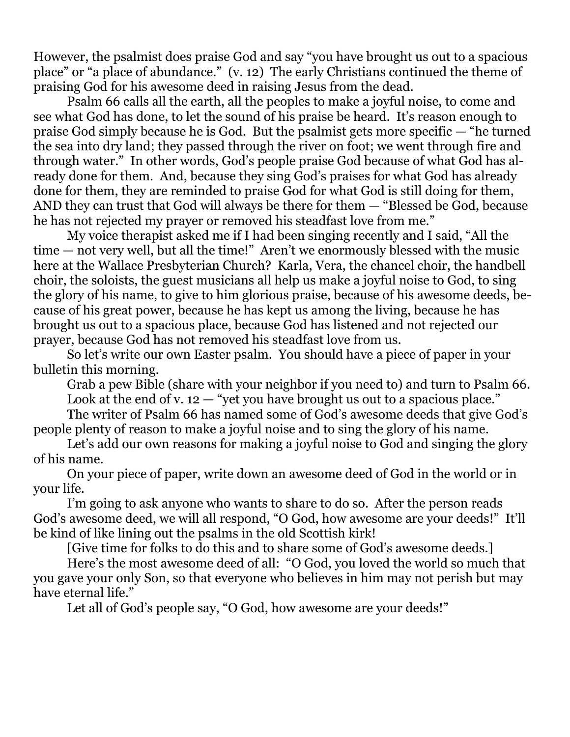However, the psalmist does praise God and say "you have brought us out to a spacious place" or "a place of abundance." (v. 12) The early Christians continued the theme of praising God for his awesome deed in raising Jesus from the dead.

Psalm 66 calls all the earth, all the peoples to make a joyful noise, to come and see what God has done, to let the sound of his praise be heard. It's reason enough to praise God simply because he is God. But the psalmist gets more specific — "he turned the sea into dry land; they passed through the river on foot; we went through fire and through water." In other words, God's people praise God because of what God has already done for them. And, because they sing God's praises for what God has already done for them, they are reminded to praise God for what God is still doing for them, AND they can trust that God will always be there for them — "Blessed be God, because he has not rejected my prayer or removed his steadfast love from me."

My voice therapist asked me if I had been singing recently and I said, "All the time — not very well, but all the time!" Aren't we enormously blessed with the music here at the Wallace Presbyterian Church? Karla, Vera, the chancel choir, the handbell choir, the soloists, the guest musicians all help us make a joyful noise to God, to sing the glory of his name, to give to him glorious praise, because of his awesome deeds, because of his great power, because he has kept us among the living, because he has brought us out to a spacious place, because God has listened and not rejected our prayer, because God has not removed his steadfast love from us.

So let's write our own Easter psalm. You should have a piece of paper in your bulletin this morning.

Grab a pew Bible (share with your neighbor if you need to) and turn to Psalm 66.

Look at the end of v. 12 — "yet you have brought us out to a spacious place."

The writer of Psalm 66 has named some of God's awesome deeds that give God's people plenty of reason to make a joyful noise and to sing the glory of his name.

Let's add our own reasons for making a joyful noise to God and singing the glory of his name.

On your piece of paper, write down an awesome deed of God in the world or in your life.

I'm going to ask anyone who wants to share to do so. After the person reads God's awesome deed, we will all respond, "O God, how awesome are your deeds!" It'll be kind of like lining out the psalms in the old Scottish kirk!

[Give time for folks to do this and to share some of God's awesome deeds.]

Here's the most awesome deed of all: "O God, you loved the world so much that you gave your only Son, so that everyone who believes in him may not perish but may have eternal life."

Let all of God's people say, "O God, how awesome are your deeds!"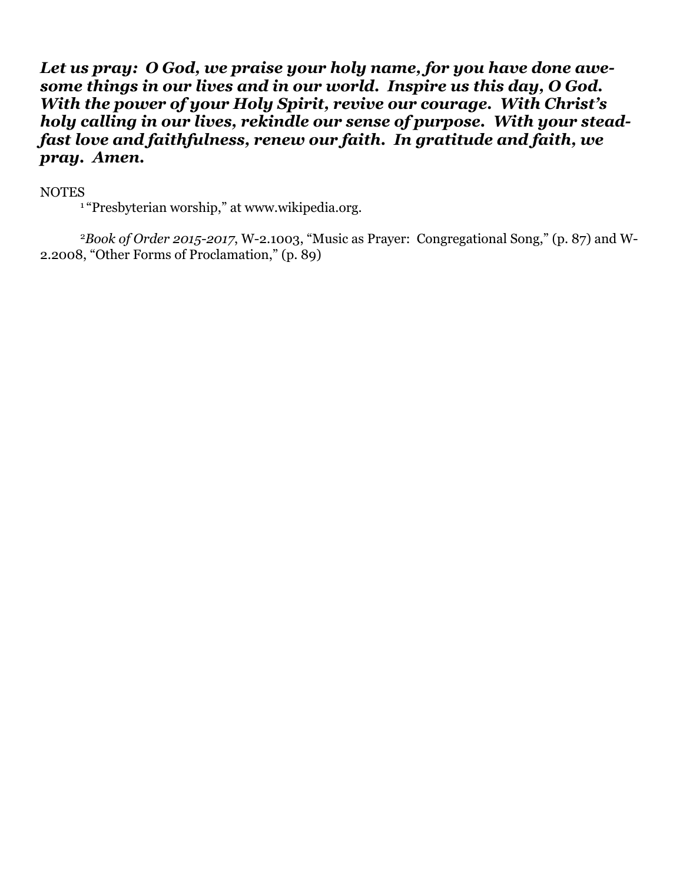***Let us pray: O God, we praise your holy name, for you have done awesome things in our lives and in our world. Inspire us this day, O God. With the power of your Holy Spirit, revive our courage. With Christ's holy calling in our lives, rekindle our sense of purpose. With your steadfast love and faithfulness, renew our faith. In gratitude and faith, we pray. Amen.***

NOTES

[1] "Presbyterian worship," at www.wikipedia.org.

[2] *Book of Order 2015-2017*, W-2.1003, "Music as Prayer: Congregational Song," (p. 87) and W-2.2008, "Other Forms of Proclamation," (p. 89)